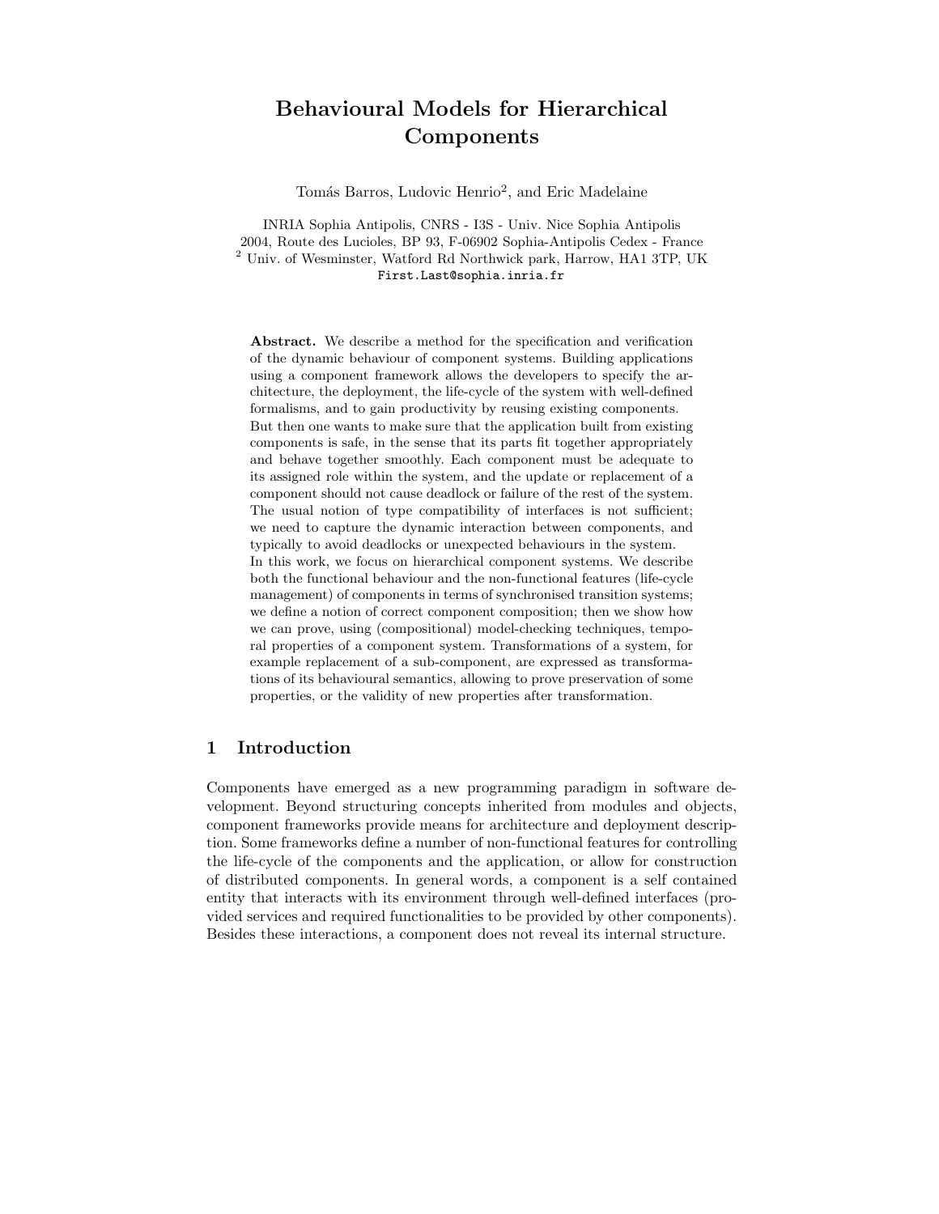# Behavioural Models for Hierarchical Components

Tomás Barros, Ludovic Henrio[2], and Eric Madelaine

INRIA Sophia Antipolis, CNRS - I3S - Univ. Nice Sophia Antipolis
2004, Route des Lucioles, BP 93, F-06902 Sophia-Antipolis Cedex - France
[2] Univ. of Wesminster, Watford Rd Northwick park, Harrow, HA1 3TP, UK
First.Last@sophia.inria.fr

**Abstract.** We describe a method for the specification and verification of the dynamic behaviour of component systems. Building applications using a component framework allows the developers to specify the architecture, the deployment, the life-cycle of the system with well-defined formalisms, and to gain productivity by reusing existing components.
But then one wants to make sure that the application built from existing components is safe, in the sense that its parts fit together appropriately and behave together smoothly. Each component must be adequate to its assigned role within the system, and the update or replacement of a component should not cause deadlock or failure of the rest of the system. The usual notion of type compatibility of interfaces is not sufficient; we need to capture the dynamic interaction between components, and typically to avoid deadlocks or unexpected behaviours in the system.
In this work, we focus on hierarchical component systems. We describe both the functional behaviour and the non-functional features (life-cycle management) of components in terms of synchronised transition systems; we define a notion of correct component composition; then we show how we can prove, using (compositional) model-checking techniques, temporal properties of a component system. Transformations of a system, for example replacement of a sub-component, are expressed as transformations of its behavioural semantics, allowing to prove preservation of some properties, or the validity of new properties after transformation.

## 1 Introduction

Components have emerged as a new programming paradigm in software development. Beyond structuring concepts inherited from modules and objects, component frameworks provide means for architecture and deployment description. Some frameworks define a number of non-functional features for controlling the life-cycle of the components and the application, or allow for construction of distributed components. In general words, a component is a self contained entity that interacts with its environment through well-defined interfaces (provided services and required functionalities to be provided by other components). Besides these interactions, a component does not reveal its internal structure.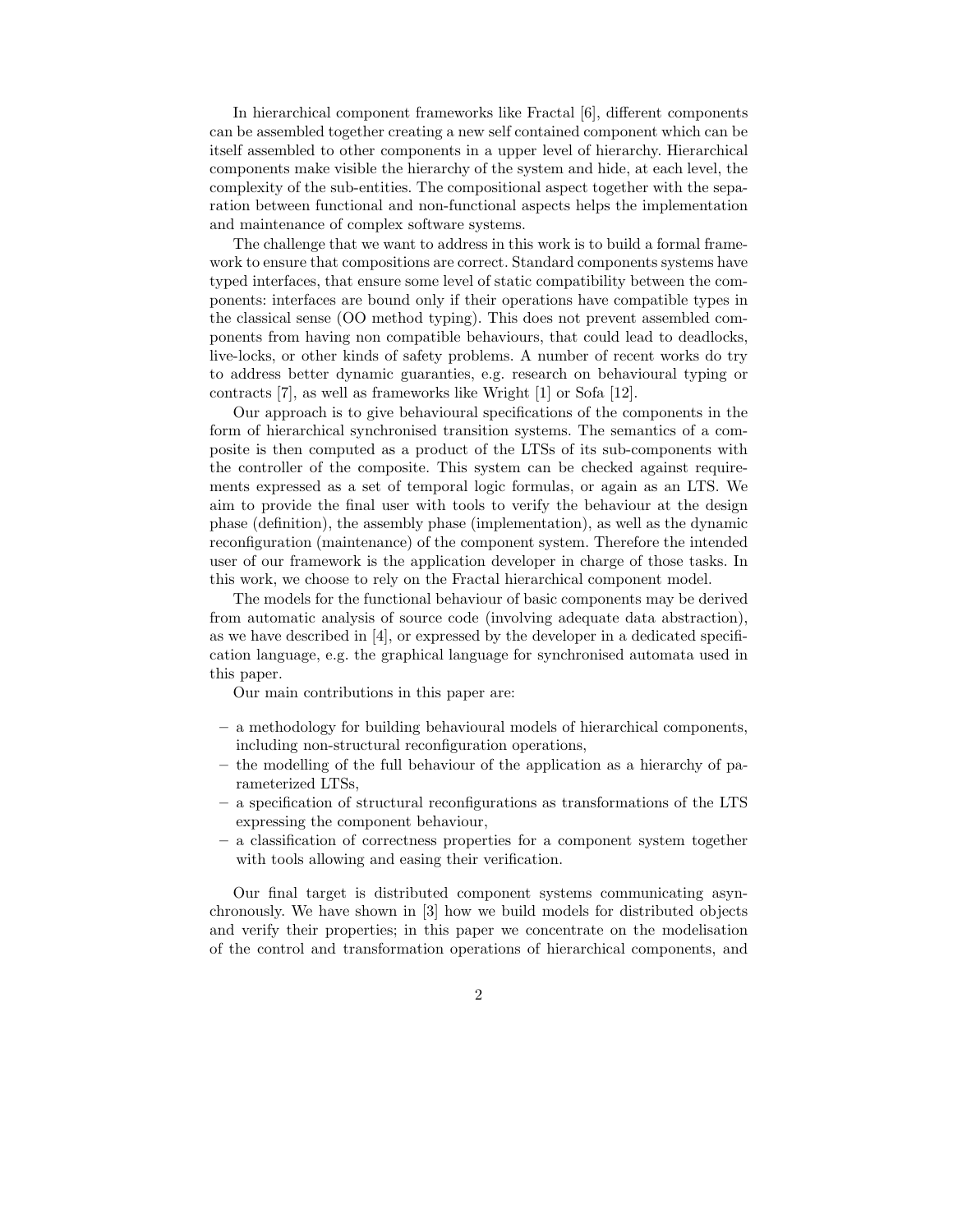In hierarchical component frameworks like Fractal [6], different components can be assembled together creating a new self contained component which can be itself assembled to other components in a upper level of hierarchy. Hierarchical components make visible the hierarchy of the system and hide, at each level, the complexity of the sub-entities. The compositional aspect together with the separation between functional and non-functional aspects helps the implementation and maintenance of complex software systems.

The challenge that we want to address in this work is to build a formal framework to ensure that compositions are correct. Standard components systems have typed interfaces, that ensure some level of static compatibility between the components: interfaces are bound only if their operations have compatible types in the classical sense (OO method typing). This does not prevent assembled components from having non compatible behaviours, that could lead to deadlocks, live-locks, or other kinds of safety problems. A number of recent works do try to address better dynamic guaranties, e.g. research on behavioural typing or contracts [7], as well as frameworks like Wright [1] or Sofa [12].

Our approach is to give behavioural specifications of the components in the form of hierarchical synchronised transition systems. The semantics of a composite is then computed as a product of the LTSs of its sub-components with the controller of the composite. This system can be checked against requirements expressed as a set of temporal logic formulas, or again as an LTS. We aim to provide the final user with tools to verify the behaviour at the design phase (definition), the assembly phase (implementation), as well as the dynamic reconfiguration (maintenance) of the component system. Therefore the intended user of our framework is the application developer in charge of those tasks. In this work, we choose to rely on the Fractal hierarchical component model.

The models for the functional behaviour of basic components may be derived from automatic analysis of source code (involving adequate data abstraction), as we have described in [4], or expressed by the developer in a dedicated specification language, e.g. the graphical language for synchronised automata used in this paper.

Our main contributions in this paper are:

- a methodology for building behavioural models of hierarchical components, including non-structural reconfiguration operations,
- the modelling of the full behaviour of the application as a hierarchy of parameterized LTSs,
- a specification of structural reconfigurations as transformations of the LTS expressing the component behaviour,
- a classification of correctness properties for a component system together with tools allowing and easing their verification.

Our final target is distributed component systems communicating asynchronously. We have shown in [3] how we build models for distributed objects and verify their properties; in this paper we concentrate on the modelisation of the control and transformation operations of hierarchical components, and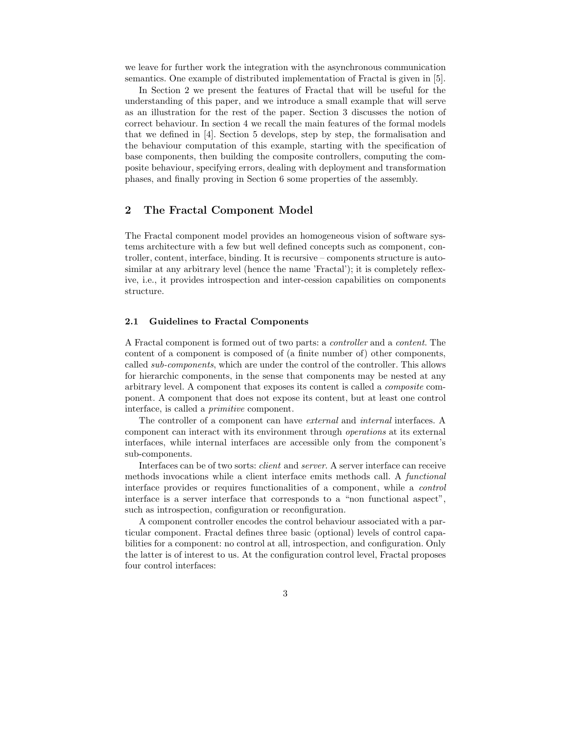we leave for further work the integration with the asynchronous communication semantics. One example of distributed implementation of Fractal is given in [5].

In Section 2 we present the features of Fractal that will be useful for the understanding of this paper, and we introduce a small example that will serve as an illustration for the rest of the paper. Section 3 discusses the notion of correct behaviour. In section 4 we recall the main features of the formal models that we defined in [4]. Section 5 develops, step by step, the formalisation and the behaviour computation of this example, starting with the specification of base components, then building the composite controllers, computing the composite behaviour, specifying errors, dealing with deployment and transformation phases, and finally proving in Section 6 some properties of the assembly.

## 2 The Fractal Component Model

The Fractal component model provides an homogeneous vision of software systems architecture with a few but well defined concepts such as component, controller, content, interface, binding. It is recursive – components structure is auto-similar at any arbitrary level (hence the name 'Fractal'); it is completely reflexive, i.e., it provides introspection and inter-cession capabilities on components structure.

### 2.1 Guidelines to Fractal Components

A Fractal component is formed out of two parts: a *controller* and a *content*. The content of a component is composed of (a finite number of) other components, called *sub-components*, which are under the control of the controller. This allows for hierarchic components, in the sense that components may be nested at any arbitrary level. A component that exposes its content is called a *composite* component. A component that does not expose its content, but at least one control interface, is called a *primitive* component.

The controller of a component can have *external* and *internal* interfaces. A component can interact with its environment through *operations* at its external interfaces, while internal interfaces are accessible only from the component's sub-components.

Interfaces can be of two sorts: *client* and *server*. A server interface can receive methods invocations while a client interface emits methods call. A *functional* interface provides or requires functionalities of a component, while a *control* interface is a server interface that corresponds to a "non functional aspect", such as introspection, configuration or reconfiguration.

A component controller encodes the control behaviour associated with a particular component. Fractal defines three basic (optional) levels of control capabilities for a component: no control at all, introspection, and configuration. Only the latter is of interest to us. At the configuration control level, Fractal proposes four control interfaces: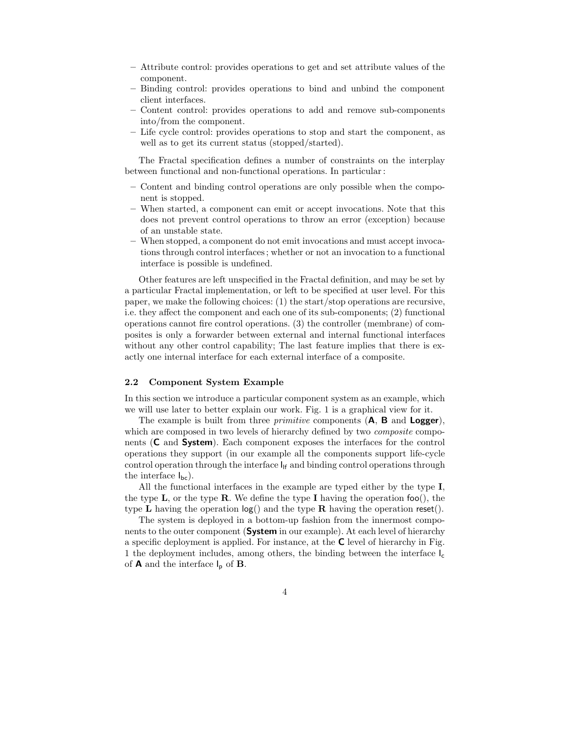- Attribute control: provides operations to get and set attribute values of the component.
- Binding control: provides operations to bind and unbind the component client interfaces.
- Content control: provides operations to add and remove sub-components into/from the component.
- Life cycle control: provides operations to stop and start the component, as well as to get its current status (stopped/started).

The Fractal specification defines a number of constraints on the interplay between functional and non-functional operations. In particular :

- Content and binding control operations are only possible when the component is stopped.
- When started, a component can emit or accept invocations. Note that this does not prevent control operations to throw an error (exception) because of an unstable state.
- When stopped, a component do not emit invocations and must accept invocations through control interfaces ; whether or not an invocation to a functional interface is possible is undefined.

Other features are left unspecified in the Fractal definition, and may be set by a particular Fractal implementation, or left to be specified at user level. For this paper, we make the following choices: (1) the start/stop operations are recursive, i.e. they affect the component and each one of its sub-components; (2) functional operations cannot fire control operations. (3) the controller (membrane) of composites is only a forwarder between external and internal functional interfaces without any other control capability; The last feature implies that there is exactly one internal interface for each external interface of a composite.

### 2.2 Component System Example

In this section we introduce a particular component system as an example, which we will use later to better explain our work. Fig. 1 is a graphical view for it.

The example is built from three *primitive* components (**A**, **B** and **Logger**), which are composed in two levels of hierarchy defined by two *composite* components (**C** and **System**). Each component exposes the interfaces for the control operations they support (in our example all the components support life-cycle control operation through the interface $\mathsf{I}_{\mathsf{lf}}$ and binding control operations through the interface $\mathsf{I}_{\mathsf{bc}}$).

All the functional interfaces in the example are typed either by the type **I**, the type **L**, or the type **R**. We define the type **I** having the operation foo(), the type **L** having the operation log() and the type **R** having the operation reset().

The system is deployed in a bottom-up fashion from the innermost components to the outer component (**System** in our example). At each level of hierarchy a specific deployment is applied. For instance, at the **C** level of hierarchy in Fig. 1 the deployment includes, among others, the binding between the interface $\mathsf{I}_{\mathsf{c}}$ of **A** and the interface $\mathsf{I}_{\mathsf{p}}$ of **B**.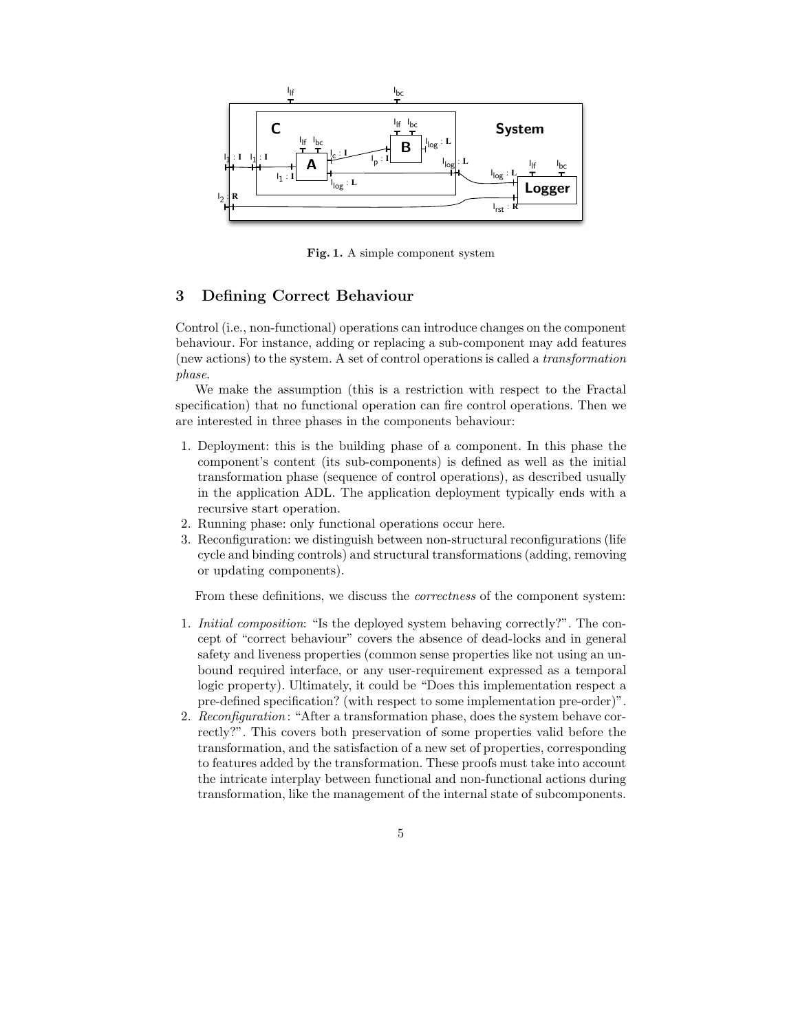**Fig. 1.** A simple component system

## 3 Defining Correct Behaviour

Control (i.e., non-functional) operations can introduce changes on the component behaviour. For instance, adding or replacing a sub-component may add features (new actions) to the system. A set of control operations is called a *transformation phase*.

We make the assumption (this is a restriction with respect to the Fractal specification) that no functional operation can fire control operations. Then we are interested in three phases in the components behaviour:

1. Deployment: this is the building phase of a component. In this phase the component's content (its sub-components) is defined as well as the initial transformation phase (sequence of control operations), as described usually in the application ADL. The application deployment typically ends with a recursive start operation.
2. Running phase: only functional operations occur here.
3. Reconfiguration: we distinguish between non-structural reconfigurations (life cycle and binding controls) and structural transformations (adding, removing or updating components).

From these definitions, we discuss the *correctness* of the component system:

1. *Initial composition*: "Is the deployed system behaving correctly?". The concept of "correct behaviour" covers the absence of dead-locks and in general safety and liveness properties (common sense properties like not using an unbound required interface, or any user-requirement expressed as a temporal logic property). Ultimately, it could be "Does this implementation respect a pre-defined specification? (with respect to some implementation pre-order)".
2. *Reconfiguration*: "After a transformation phase, does the system behave correctly?". This covers both preservation of some properties valid before the transformation, and the satisfaction of a new set of properties, corresponding to features added by the transformation. These proofs must take into account the intricate interplay between functional and non-functional actions during transformation, like the management of the internal state of subcomponents.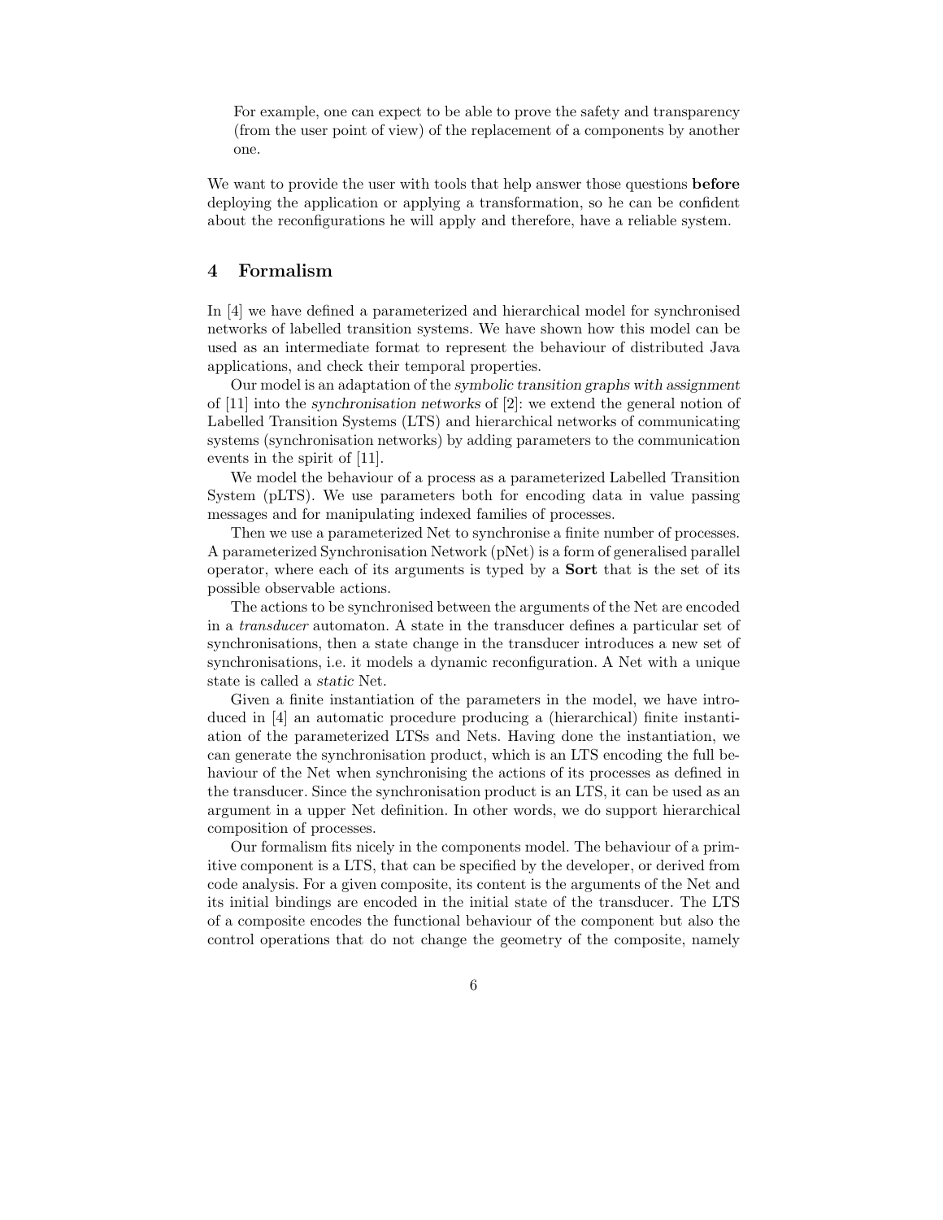For example, one can expect to be able to prove the safety and transparency (from the user point of view) of the replacement of a components by another one.

We want to provide the user with tools that help answer those questions **before** deploying the application or applying a transformation, so he can be confident about the reconfigurations he will apply and therefore, have a reliable system.

## 4 Formalism

In [4] we have defined a parameterized and hierarchical model for synchronised networks of labelled transition systems. We have shown how this model can be used as an intermediate format to represent the behaviour of distributed Java applications, and check their temporal properties.

Our model is an adaptation of the *symbolic transition graphs with assignment* of [11] into the *synchronisation networks* of [2]: we extend the general notion of Labelled Transition Systems (LTS) and hierarchical networks of communicating systems (synchronisation networks) by adding parameters to the communication events in the spirit of [11].

We model the behaviour of a process as a parameterized Labelled Transition System (pLTS). We use parameters both for encoding data in value passing messages and for manipulating indexed families of processes.

Then we use a parameterized Net to synchronise a finite number of processes. A parameterized Synchronisation Network (pNet) is a form of generalised parallel operator, where each of its arguments is typed by a **Sort** that is the set of its possible observable actions.

The actions to be synchronised between the arguments of the Net are encoded in a *transducer* automaton. A state in the transducer defines a particular set of synchronisations, then a state change in the transducer introduces a new set of synchronisations, i.e. it models a dynamic reconfiguration. A Net with a unique state is called a *static* Net.

Given a finite instantiation of the parameters in the model, we have introduced in [4] an automatic procedure producing a (hierarchical) finite instantiation of the parameterized LTSs and Nets. Having done the instantiation, we can generate the synchronisation product, which is an LTS encoding the full behaviour of the Net when synchronising the actions of its processes as defined in the transducer. Since the synchronisation product is an LTS, it can be used as an argument in a upper Net definition. In other words, we do support hierarchical composition of processes.

Our formalism fits nicely in the components model. The behaviour of a primitive component is a LTS, that can be specified by the developer, or derived from code analysis. For a given composite, its content is the arguments of the Net and its initial bindings are encoded in the initial state of the transducer. The LTS of a composite encodes the functional behaviour of the component but also the control operations that do not change the geometry of the composite, namely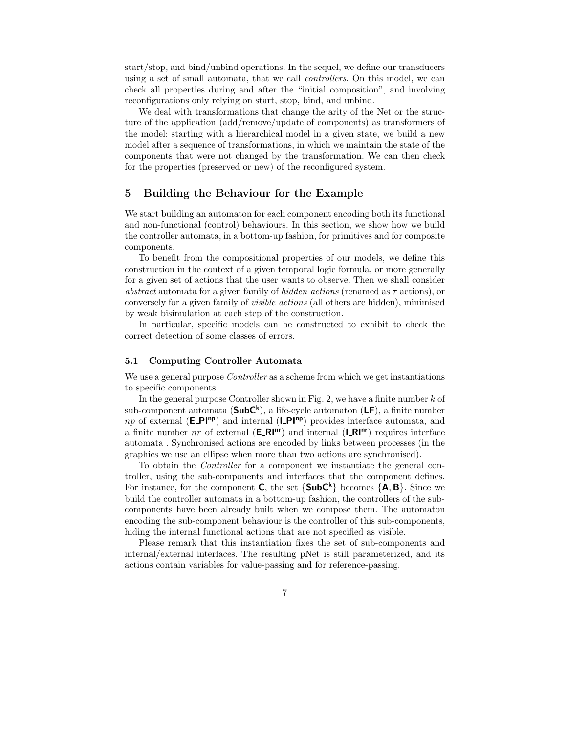start/stop, and bind/unbind operations. In the sequel, we define our transducers using a set of small automata, that we call *controllers*. On this model, we can check all properties during and after the "initial composition", and involving reconfigurations only relying on start, stop, bind, and unbind.

We deal with transformations that change the arity of the Net or the structure of the application (add/remove/update of components) as transformers of the model: starting with a hierarchical model in a given state, we build a new model after a sequence of transformations, in which we maintain the state of the components that were not changed by the transformation. We can then check for the properties (preserved or new) of the reconfigured system.

## 5 Building the Behaviour for the Example

We start building an automaton for each component encoding both its functional and non-functional (control) behaviours. In this section, we show how we build the controller automata, in a bottom-up fashion, for primitives and for composite components.

To benefit from the compositional properties of our models, we define this construction in the context of a given temporal logic formula, or more generally for a given set of actions that the user wants to observe. Then we shall consider *abstract* automata for a given family of *hidden actions* (renamed as $\tau$ actions), or conversely for a given family of *visible actions* (all others are hidden), minimised by weak bisimulation at each step of the construction.

In particular, specific models can be constructed to exhibit to check the correct detection of some classes of errors.

### 5.1 Computing Controller Automata

We use a general purpose *Controller* as a scheme from which we get instantiations to specific components.

In the general purpose Controller shown in Fig. 2, we have a finite number $k$ of sub-component automata ($\mathbf{SubC^k}$), a life-cycle automaton (**LF**), a finite number $np$ of external ($\mathbf{E\_PI^{np}}$) and internal ($\mathbf{I\_PI^{np}}$) provides interface automata, and a finite number $nr$ of external ($\mathbf{E\_RI^{nr}}$) and internal ($\mathbf{I\_RI^{nr}}$) requires interface automata . Synchronised actions are encoded by links between processes (in the graphics we use an ellipse when more than two actions are synchronised).

To obtain the *Controller* for a component we instantiate the general controller, using the sub-components and interfaces that the component defines. For instance, for the component **C**, the set $\{\mathbf{SubC^k}\}$ becomes $\{\mathbf{A}, \mathbf{B}\}$. Since we build the controller automata in a bottom-up fashion, the controllers of the sub-components have been already built when we compose them. The automaton encoding the sub-component behaviour is the controller of this sub-components, hiding the internal functional actions that are not specified as visible.

Please remark that this instantiation fixes the set of sub-components and internal/external interfaces. The resulting pNet is still parameterized, and its actions contain variables for value-passing and for reference-passing.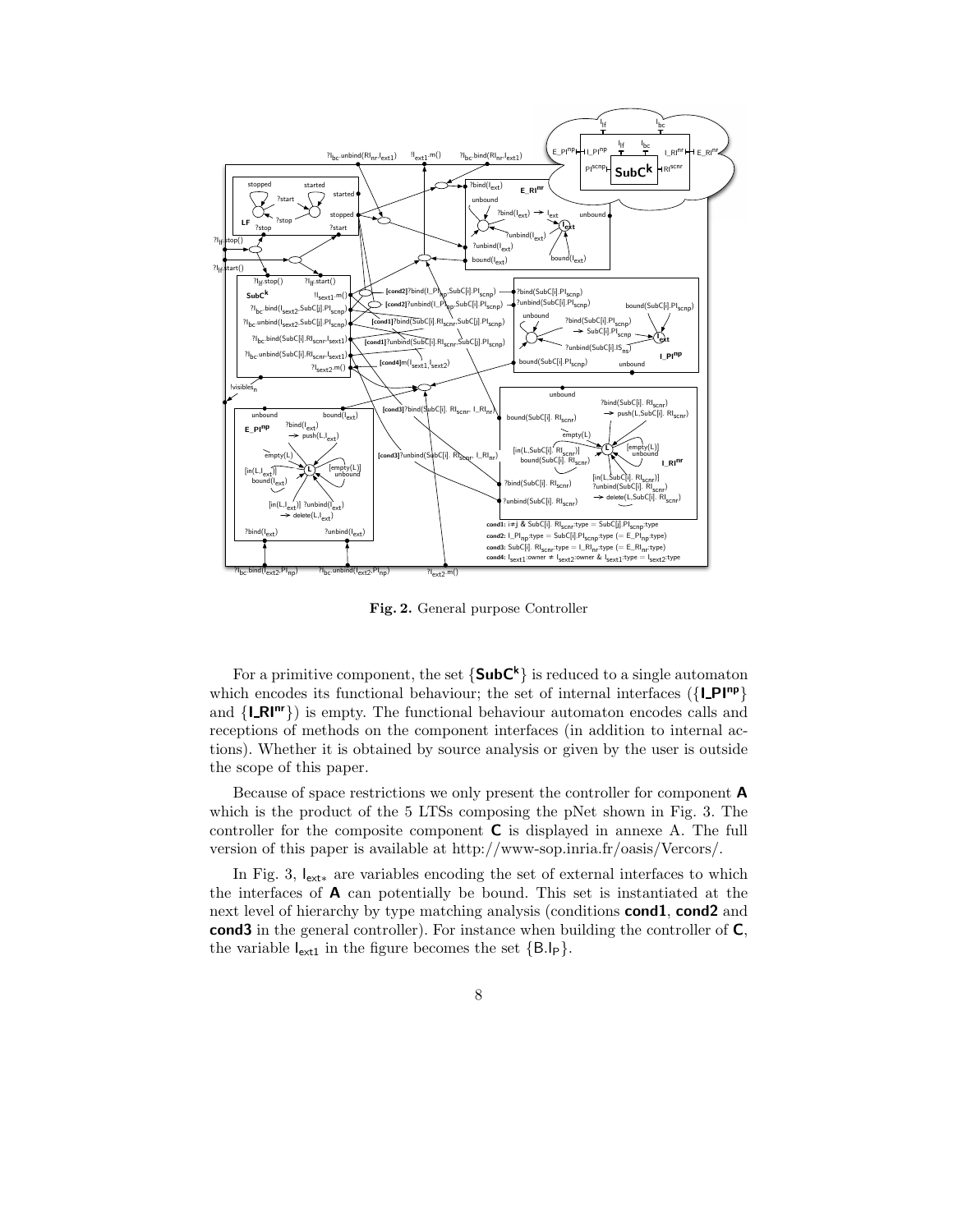**Fig. 2.** General purpose Controller

For a primitive component, the set $\{\textbf{SubC}^\textbf{k}\}$ is reduced to a single automaton which encodes its functional behaviour; the set of internal interfaces ($\{\textbf{I\_PI}^\textbf{np}\}$ and $\{\textbf{I\_RI}^\textbf{nr}\}$) is empty. The functional behaviour automaton encodes calls and receptions of methods on the component interfaces (in addition to internal actions). Whether it is obtained by source analysis or given by the user is outside the scope of this paper.

Because of space restrictions we only present the controller for component **A** which is the product of the 5 LTSs composing the pNet shown in Fig. 3. The controller for the composite component **C** is displayed in annexe A. The full version of this paper is available at http://www-sop.inria.fr/oasis/Vercors/.

In Fig. 3, $\mathsf{I}_{ext*}$ are variables encoding the set of external interfaces to which the interfaces of **A** can potentially be bound. This set is instantiated at the next level of hierarchy by type matching analysis (conditions **cond1**, **cond2** and **cond3** in the general controller). For instance when building the controller of **C**, the variable $\mathsf{I}_{ext1}$ in the figure becomes the set $\{\mathsf{B.I_P}\}$.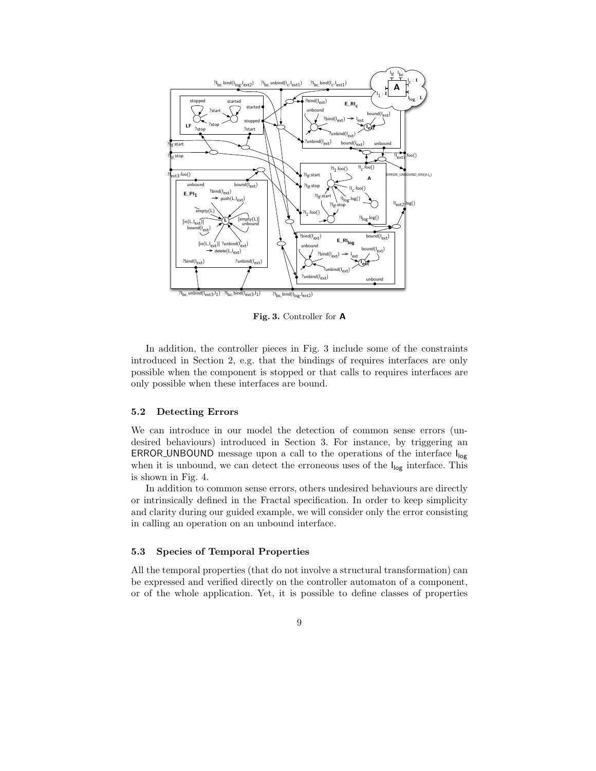**Fig. 3.** Controller for **A**

In addition, the controller pieces in Fig. 3 include some of the constraints introduced in Section 2, e.g. that the bindings of requires interfaces are only possible when the component is stopped or that calls to requires interfaces are only possible when these interfaces are bound.

### 5.2 Detecting Errors

We can introduce in our model the detection of common sense errors (undesired behaviours) introduced in Section 3. For instance, by triggering an ERROR_UNBOUND message upon a call to the operations of the interface $\mathsf{I}_{\mathsf{log}}$ when it is unbound, we can detect the erroneous uses of the $\mathsf{I}_{\mathsf{log}}$ interface. This is shown in Fig. 4.

In addition to common sense errors, others undesired behaviours are directly or intrinsically defined in the Fractal specification. In order to keep simplicity and clarity during our guided example, we will consider only the error consisting in calling an operation on an unbound interface.

### 5.3 Species of Temporal Properties

All the temporal properties (that do not involve a structural transformation) can be expressed and verified directly on the controller automaton of a component, or of the whole application. Yet, it is possible to define classes of properties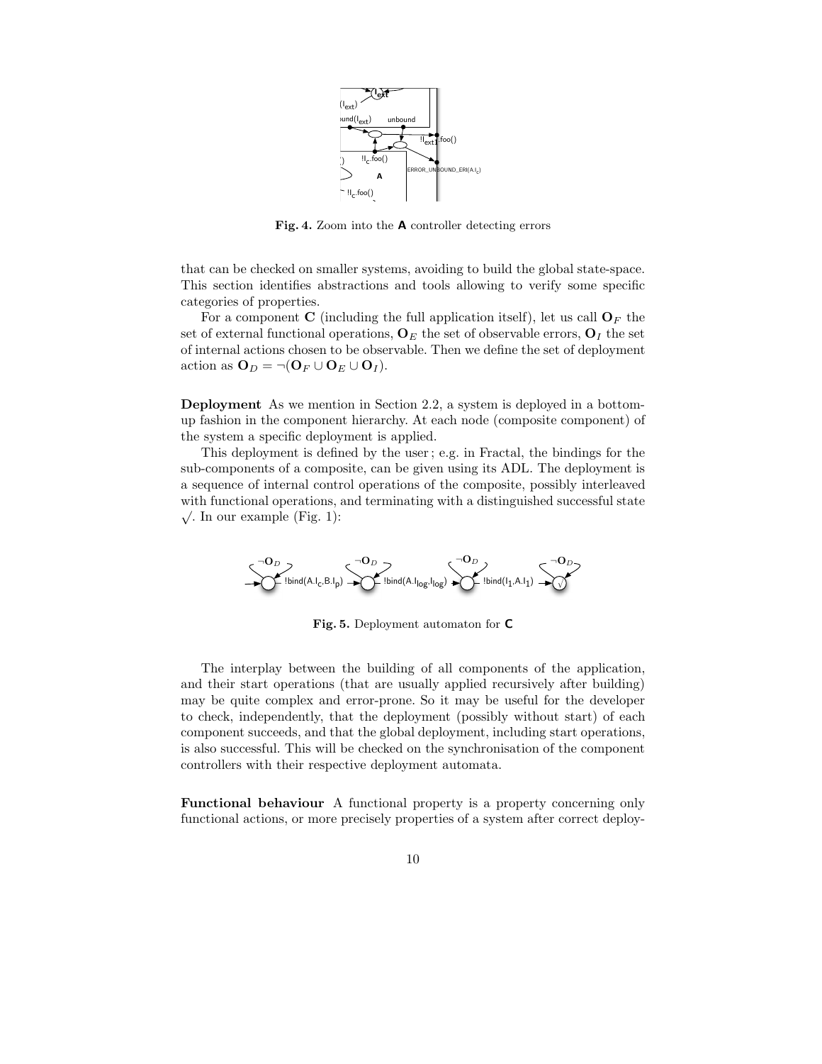Fig. 4. Zoom into the **A** controller detecting errors

that can be checked on smaller systems, avoiding to build the global state-space. This section identifies abstractions and tools allowing to verify some specific categories of properties.

For a component $\mathbf{C}$ (including the full application itself), let us call $\mathbf{O}_F$ the set of external functional operations, $\mathbf{O}_E$ the set of observable errors, $\mathbf{O}_I$ the set of internal actions chosen to be observable. Then we define the set of deployment action as $\mathbf{O}_D = \neg(\mathbf{O}_F \cup \mathbf{O}_E \cup \mathbf{O}_I)$.

**Deployment** As we mention in Section 2.2, a system is deployed in a bottom-up fashion in the component hierarchy. At each node (composite component) of the system a specific deployment is applied.

This deployment is defined by the user ; e.g. in Fractal, the bindings for the sub-components of a composite, can be given using its ADL. The deployment is a sequence of internal control operations of the composite, possibly interleaved with functional operations, and terminating with a distinguished successful state $\surd$. In our example (Fig. 1):

Fig. 5. Deployment automaton for **C**

The interplay between the building of all components of the application, and their start operations (that are usually applied recursively after building) may be quite complex and error-prone. So it may be useful for the developer to check, independently, that the deployment (possibly without start) of each component succeeds, and that the global deployment, including start operations, is also successful. This will be checked on the synchronisation of the component controllers with their respective deployment automata.

**Functional behaviour** A functional property is a property concerning only functional actions, or more precisely properties of a system after correct deploy-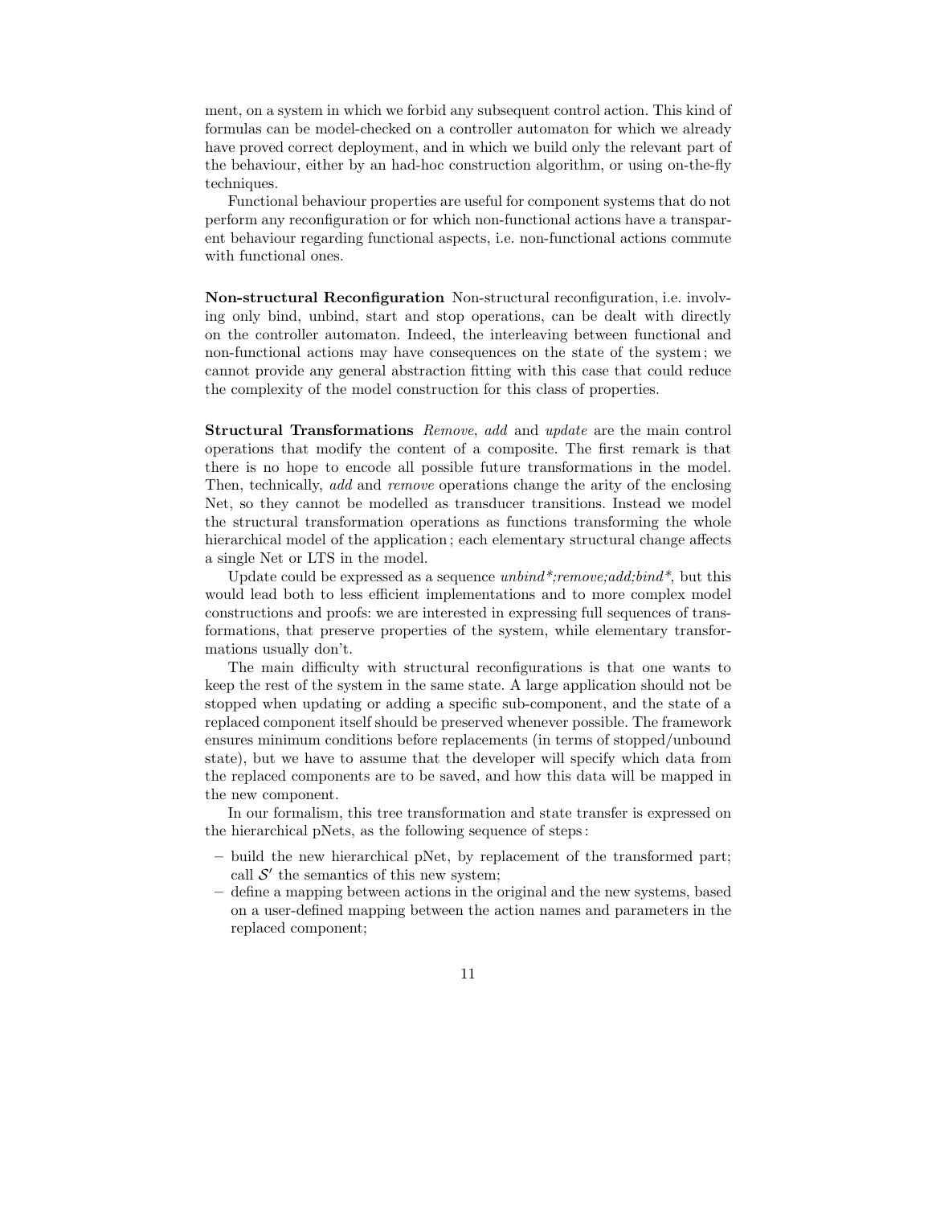ment, on a system in which we forbid any subsequent control action. This kind of formulas can be model-checked on a controller automaton for which we already have proved correct deployment, and in which we build only the relevant part of the behaviour, either by an had-hoc construction algorithm, or using on-the-fly techniques.

Functional behaviour properties are useful for component systems that do not perform any reconfiguration or for which non-functional actions have a transparent behaviour regarding functional aspects, i.e. non-functional actions commute with functional ones.

**Non-structural Reconfiguration** Non-structural reconfiguration, i.e. involving only bind, unbind, start and stop operations, can be dealt with directly on the controller automaton. Indeed, the interleaving between functional and non-functional actions may have consequences on the state of the system ; we cannot provide any general abstraction fitting with this case that could reduce the complexity of the model construction for this class of properties.

**Structural Transformations** *Remove*, *add* and *update* are the main control operations that modify the content of a composite. The first remark is that there is no hope to encode all possible future transformations in the model. Then, technically, *add* and *remove* operations change the arity of the enclosing Net, so they cannot be modelled as transducer transitions. Instead we model the structural transformation operations as functions transforming the whole hierarchical model of the application ; each elementary structural change affects a single Net or LTS in the model.

Update could be expressed as a sequence *unbind*;remove;add;bind**, but this would lead both to less efficient implementations and to more complex model constructions and proofs: we are interested in expressing full sequences of transformations, that preserve properties of the system, while elementary transformations usually don't.

The main difficulty with structural reconfigurations is that one wants to keep the rest of the system in the same state. A large application should not be stopped when updating or adding a specific sub-component, and the state of a replaced component itself should be preserved whenever possible. The framework ensures minimum conditions before replacements (in terms of stopped/unbound state), but we have to assume that the developer will specify which data from the replaced components are to be saved, and how this data will be mapped in the new component.

In our formalism, this tree transformation and state transfer is expressed on the hierarchical pNets, as the following sequence of steps :

- build the new hierarchical pNet, by replacement of the transformed part; call $\mathcal{S}'$ the semantics of this new system;
- define a mapping between actions in the original and the new systems, based on a user-defined mapping between the action names and parameters in the replaced component;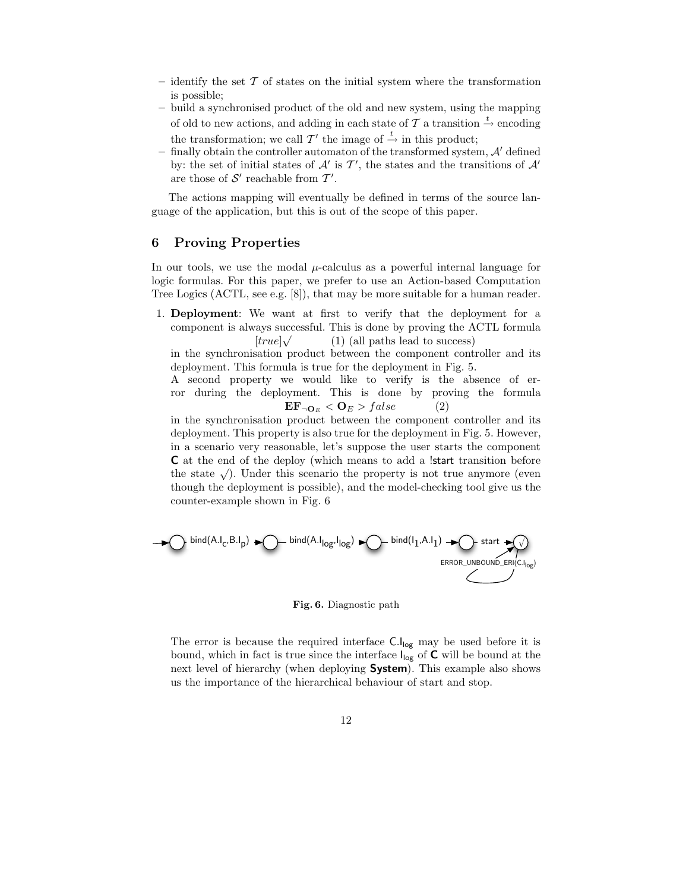- identify the set $\mathcal{T}$ of states on the initial system where the transformation is possible;
- build a synchronised product of the old and new system, using the mapping of old to new actions, and adding in each state of $\mathcal{T}$ a transition $\xrightarrow{t}$ encoding the transformation; we call $\mathcal{T}'$ the image of $\xrightarrow{t}$ in this product;
- finally obtain the controller automaton of the transformed system, $\mathcal{A}'$ defined by: the set of initial states of $\mathcal{A}'$ is $\mathcal{T}'$, the states and the transitions of $\mathcal{A}'$ are those of $\mathcal{S}'$ reachable from $\mathcal{T}'$.

The actions mapping will eventually be defined in terms of the source language of the application, but this is out of the scope of this paper.

## 6 Proving Properties

In our tools, we use the modal $\mu$-calculus as a powerful internal language for logic formulas. For this paper, we prefer to use an Action-based Computation Tree Logics (ACTL, see e.g. [8]), that may be more suitable for a human reader.

1. **Deployment**: We want at first to verify that the deployment for a component is always successful. This is done by proving the ACTL formula

   $$[true]\surd \qquad (1) \text{ (all paths lead to success)}$$

   in the synchronisation product between the component controller and its deployment. This formula is true for the deployment in Fig. 5.

   A second property we would like to verify is the absence of error during the deployment. This is done by proving the formula

   $$\mathbf{EF}_{\neg \mathbf{O}_E} < \mathbf{O}_E > false \qquad (2)$$

   in the synchronisation product between the component controller and its deployment. This property is also true for the deployment in Fig. 5. However, in a scenario very reasonable, let's suppose the user starts the component **C** at the end of the deploy (which means to add a !start transition before the state $\surd$). Under this scenario the property is not true anymore (even though the deployment is possible), and the model-checking tool give us the counter-example shown in Fig. 6

Fig. 6. Diagnostic path

The error is because the required interface $\mathsf{C.I_{log}}$ may be used before it is bound, which in fact is true since the interface $\mathsf{I_{log}}$ of **C** will be bound at the next level of hierarchy (when deploying **System**). This example also shows us the importance of the hierarchical behaviour of start and stop.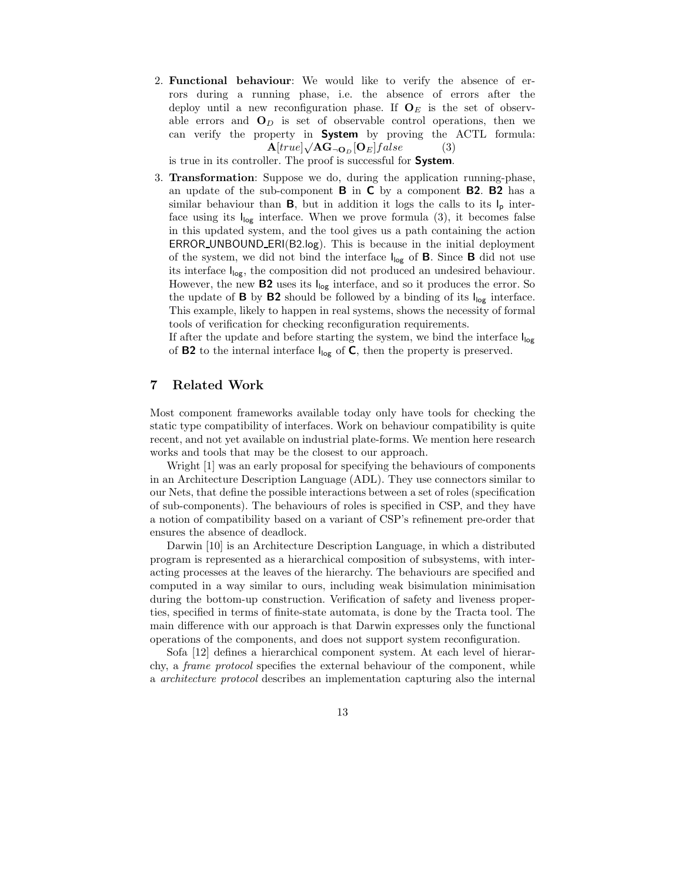2. **Functional behaviour**: We would like to verify the absence of errors during a running phase, i.e. the absence of errors after the deploy until a new reconfiguration phase. If $\mathbf{O}_E$ is the set of observable errors and $\mathbf{O}_D$ is set of observable control operations, then we can verify the property in **System** by proving the ACTL formula:
$$\mathbf{A}[true]\surd\mathbf{AG}_{\neg\mathbf{O}_D}[\mathbf{O}_E]false \qquad (3)$$
is true in its controller. The proof is successful for **System**.

3. **Transformation**: Suppose we do, during the application running-phase, an update of the sub-component **B** in **C** by a component **B2**. **B2** has a similar behaviour than **B**, but in addition it logs the calls to its $\mathsf{I_p}$ interface using its $\mathsf{I_{log}}$ interface. When we prove formula (3), it becomes false in this updated system, and the tool gives us a path containing the action ERROR_UNBOUND_ERI(B2.log). This is because in the initial deployment of the system, we did not bind the interface $\mathsf{I_{log}}$ of **B**. Since **B** did not use its interface $\mathsf{I_{log}}$, the composition did not produced an undesired behaviour. However, the new **B2** uses its $\mathsf{I_{log}}$ interface, and so it produces the error. So the update of **B** by **B2** should be followed by a binding of its $\mathsf{I_{log}}$ interface. This example, likely to happen in real systems, shows the necessity of formal tools of verification for checking reconfiguration requirements.
If after the update and before starting the system, we bind the interface $\mathsf{I_{log}}$ of **B2** to the internal interface $\mathsf{I_{log}}$ of **C**, then the property is preserved.

## 7 Related Work

Most component frameworks available today only have tools for checking the static type compatibility of interfaces. Work on behaviour compatibility is quite recent, and not yet available on industrial plate-forms. We mention here research works and tools that may be the closest to our approach.

Wright [1] was an early proposal for specifying the behaviours of components in an Architecture Description Language (ADL). They use connectors similar to our Nets, that define the possible interactions between a set of roles (specification of sub-components). The behaviours of roles is specified in CSP, and they have a notion of compatibility based on a variant of CSP's refinement pre-order that ensures the absence of deadlock.

Darwin [10] is an Architecture Description Language, in which a distributed program is represented as a hierarchical composition of subsystems, with interacting processes at the leaves of the hierarchy. The behaviours are specified and computed in a way similar to ours, including weak bisimulation minimisation during the bottom-up construction. Verification of safety and liveness properties, specified in terms of finite-state automata, is done by the Tracta tool. The main difference with our approach is that Darwin expresses only the functional operations of the components, and does not support system reconfiguration.

Sofa [12] defines a hierarchical component system. At each level of hierarchy, a *frame protocol* specifies the external behaviour of the component, while a *architecture protocol* describes an implementation capturing also the internal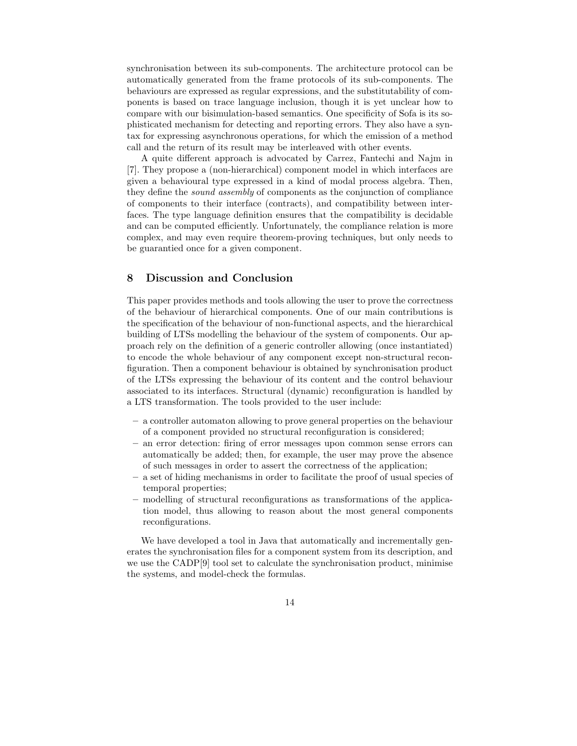synchronisation between its sub-components. The architecture protocol can be automatically generated from the frame protocols of its sub-components. The behaviours are expressed as regular expressions, and the substitutability of components is based on trace language inclusion, though it is yet unclear how to compare with our bisimulation-based semantics. One specificity of Sofa is its sophisticated mechanism for detecting and reporting errors. They also have a syntax for expressing asynchronous operations, for which the emission of a method call and the return of its result may be interleaved with other events.

A quite different approach is advocated by Carrez, Fantechi and Najm in [7]. They propose a (non-hierarchical) component model in which interfaces are given a behavioural type expressed in a kind of modal process algebra. Then, they define the *sound assembly* of components as the conjunction of compliance of components to their interface (contracts), and compatibility between interfaces. The type language definition ensures that the compatibility is decidable and can be computed efficiently. Unfortunately, the compliance relation is more complex, and may even require theorem-proving techniques, but only needs to be guarantied once for a given component.

## 8 Discussion and Conclusion

This paper provides methods and tools allowing the user to prove the correctness of the behaviour of hierarchical components. One of our main contributions is the specification of the behaviour of non-functional aspects, and the hierarchical building of LTSs modelling the behaviour of the system of components. Our approach rely on the definition of a generic controller allowing (once instantiated) to encode the whole behaviour of any component except non-structural reconfiguration. Then a component behaviour is obtained by synchronisation product of the LTSs expressing the behaviour of its content and the control behaviour associated to its interfaces. Structural (dynamic) reconfiguration is handled by a LTS transformation. The tools provided to the user include:

- a controller automaton allowing to prove general properties on the behaviour of a component provided no structural reconfiguration is considered;
- an error detection: firing of error messages upon common sense errors can automatically be added; then, for example, the user may prove the absence of such messages in order to assert the correctness of the application;
- a set of hiding mechanisms in order to facilitate the proof of usual species of temporal properties;
- modelling of structural reconfigurations as transformations of the application model, thus allowing to reason about the most general components reconfigurations.

We have developed a tool in Java that automatically and incrementally generates the synchronisation files for a component system from its description, and we use the CADP[9] tool set to calculate the synchronisation product, minimise the systems, and model-check the formulas.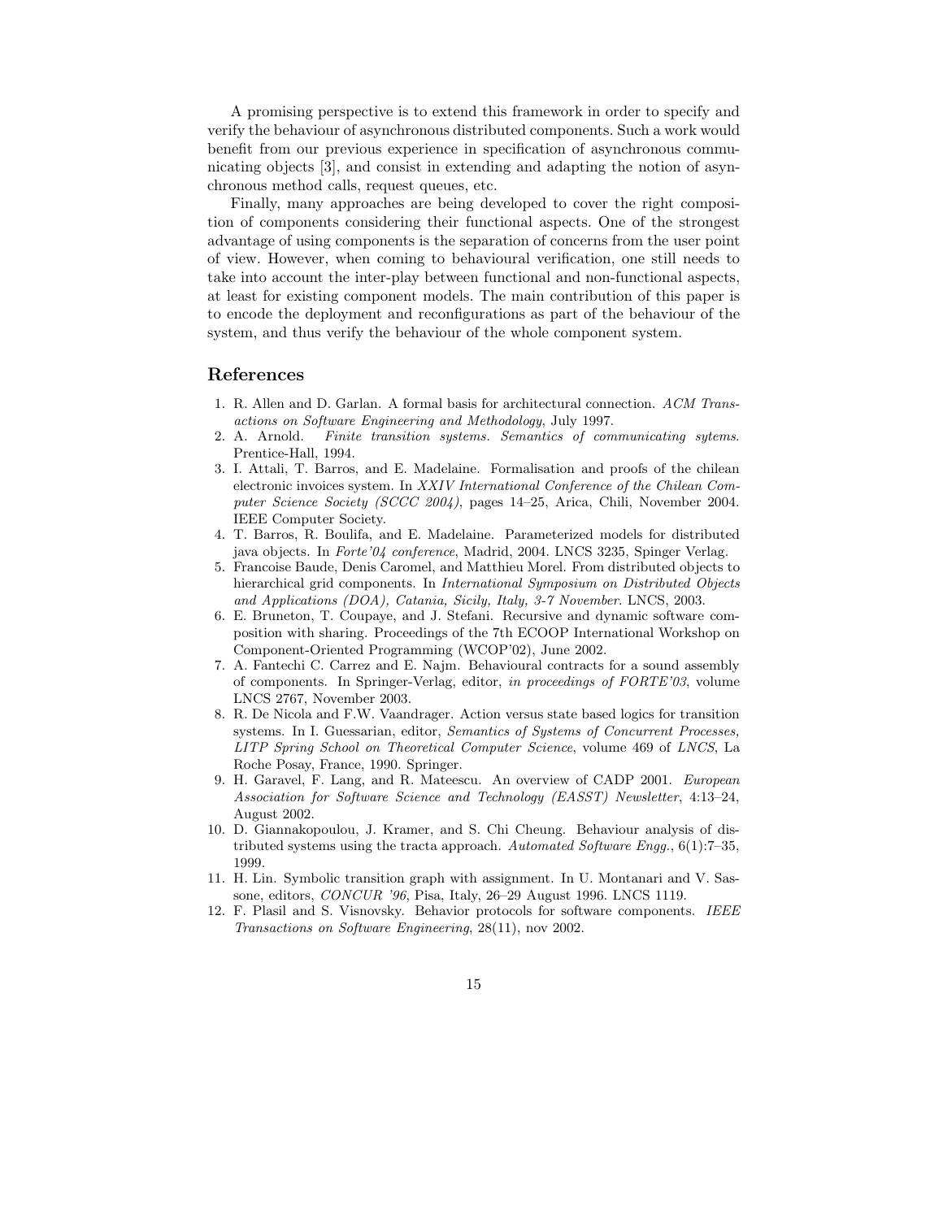A promising perspective is to extend this framework in order to specify and verify the behaviour of asynchronous distributed components. Such a work would benefit from our previous experience in specification of asynchronous communicating objects [3], and consist in extending and adapting the notion of asynchronous method calls, request queues, etc.

Finally, many approaches are being developed to cover the right composition of components considering their functional aspects. One of the strongest advantage of using components is the separation of concerns from the user point of view. However, when coming to behavioural verification, one still needs to take into account the inter-play between functional and non-functional aspects, at least for existing component models. The main contribution of this paper is to encode the deployment and reconfigurations as part of the behaviour of the system, and thus verify the behaviour of the whole component system.

## References

1. R. Allen and D. Garlan. A formal basis for architectural connection. *ACM Transactions on Software Engineering and Methodology*, July 1997.
2. A. Arnold. *Finite transition systems. Semantics of communicating sytems.* Prentice-Hall, 1994.
3. I. Attali, T. Barros, and E. Madelaine. Formalisation and proofs of the chilean electronic invoices system. In *XXIV International Conference of the Chilean Computer Science Society (SCCC 2004)*, pages 14–25, Arica, Chili, November 2004. IEEE Computer Society.
4. T. Barros, R. Boulifa, and E. Madelaine. Parameterized models for distributed java objects. In *Forte'04 conference*, Madrid, 2004. LNCS 3235, Spinger Verlag.
5. Francoise Baude, Denis Caromel, and Matthieu Morel. From distributed objects to hierarchical grid components. In *International Symposium on Distributed Objects and Applications (DOA), Catania, Sicily, Italy, 3-7 November*. LNCS, 2003.
6. E. Bruneton, T. Coupaye, and J. Stefani. Recursive and dynamic software composition with sharing. Proceedings of the 7th ECOOP International Workshop on Component-Oriented Programming (WCOP'02), June 2002.
7. A. Fantechi C. Carrez and E. Najm. Behavioural contracts for a sound assembly of components. In Springer-Verlag, editor, *in proceedings of FORTE'03*, volume LNCS 2767, November 2003.
8. R. De Nicola and F.W. Vaandrager. Action versus state based logics for transition systems. In I. Guessarian, editor, *Semantics of Systems of Concurrent Processes, LITP Spring School on Theoretical Computer Science*, volume 469 of *LNCS*, La Roche Posay, France, 1990. Springer.
9. H. Garavel, F. Lang, and R. Mateescu. An overview of CADP 2001. *European Association for Software Science and Technology (EASST) Newsletter*, 4:13–24, August 2002.
10. D. Giannakopoulou, J. Kramer, and S. Chi Cheung. Behaviour analysis of distributed systems using the tracta approach. *Automated Software Engg.*, 6(1):7–35, 1999.
11. H. Lin. Symbolic transition graph with assignment. In U. Montanari and V. Sassone, editors, *CONCUR '96*, Pisa, Italy, 26–29 August 1996. LNCS 1119.
12. F. Plasil and S. Visnovsky. Behavior protocols for software components. *IEEE Transactions on Software Engineering*, 28(11), nov 2002.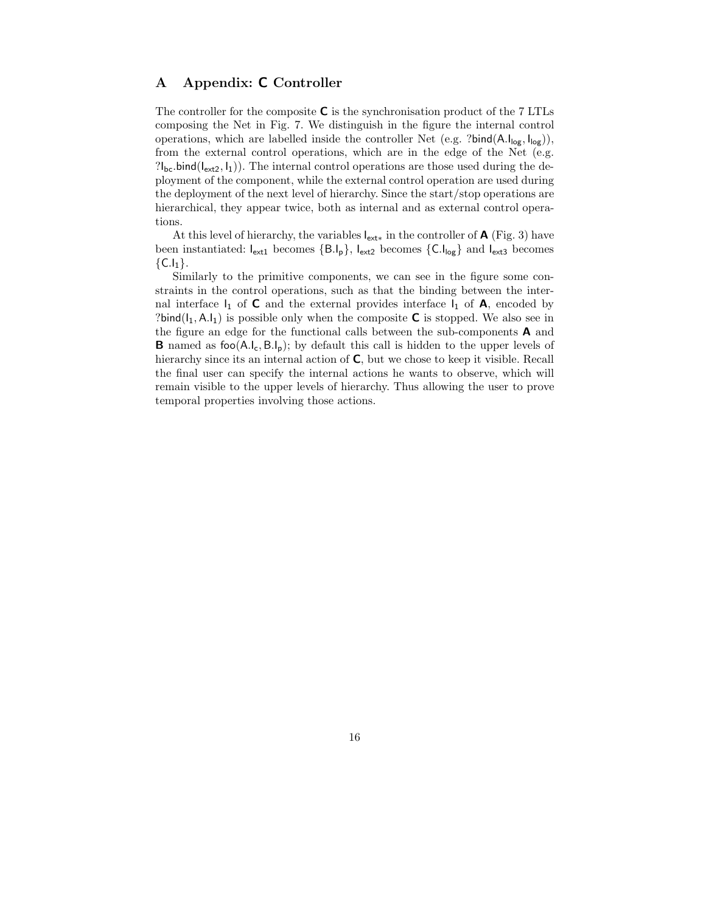# A Appendix: C Controller

The controller for the composite **C** is the synchronisation product of the 7 LTLs composing the Net in Fig. 7. We distinguish in the figure the internal control operations, which are labelled inside the controller Net (e.g. ?$\mathsf{bind}(\mathsf{A.I_{log}}, \mathsf{I_{log}})$), from the external control operations, which are in the edge of the Net (e.g. ?$\mathsf{I_{bc}.bind}(\mathsf{I_{ext2}}, \mathsf{I_1})$). The internal control operations are those used during the deployment of the component, while the external control operation are used during the deployment of the next level of hierarchy. Since the start/stop operations are hierarchical, they appear twice, both as internal and as external control operations.

At this level of hierarchy, the variables $\mathsf{I_{ext*}}$ in the controller of **A** (Fig. 3) have been instantiated: $\mathsf{I_{ext1}}$ becomes $\{\mathsf{B.I_p}\}$, $\mathsf{I_{ext2}}$ becomes $\{\mathsf{C.I_{log}}\}$ and $\mathsf{I_{ext3}}$ becomes $\{\mathsf{C.I_1}\}$.

Similarly to the primitive components, we can see in the figure some constraints in the control operations, such as that the binding between the internal interface $\mathsf{I_1}$ of **C** and the external provides interface $\mathsf{I_1}$ of **A**, encoded by ?$\mathsf{bind}(\mathsf{I_1}, \mathsf{A.I_1})$ is possible only when the composite **C** is stopped. We also see in the figure an edge for the functional calls between the sub-components **A** and **B** named as $\mathsf{foo}(\mathsf{A.I_c}, \mathsf{B.I_p})$; by default this call is hidden to the upper levels of hierarchy since its an internal action of **C**, but we chose to keep it visible. Recall the final user can specify the internal actions he wants to observe, which will remain visible to the upper levels of hierarchy. Thus allowing the user to prove temporal properties involving those actions.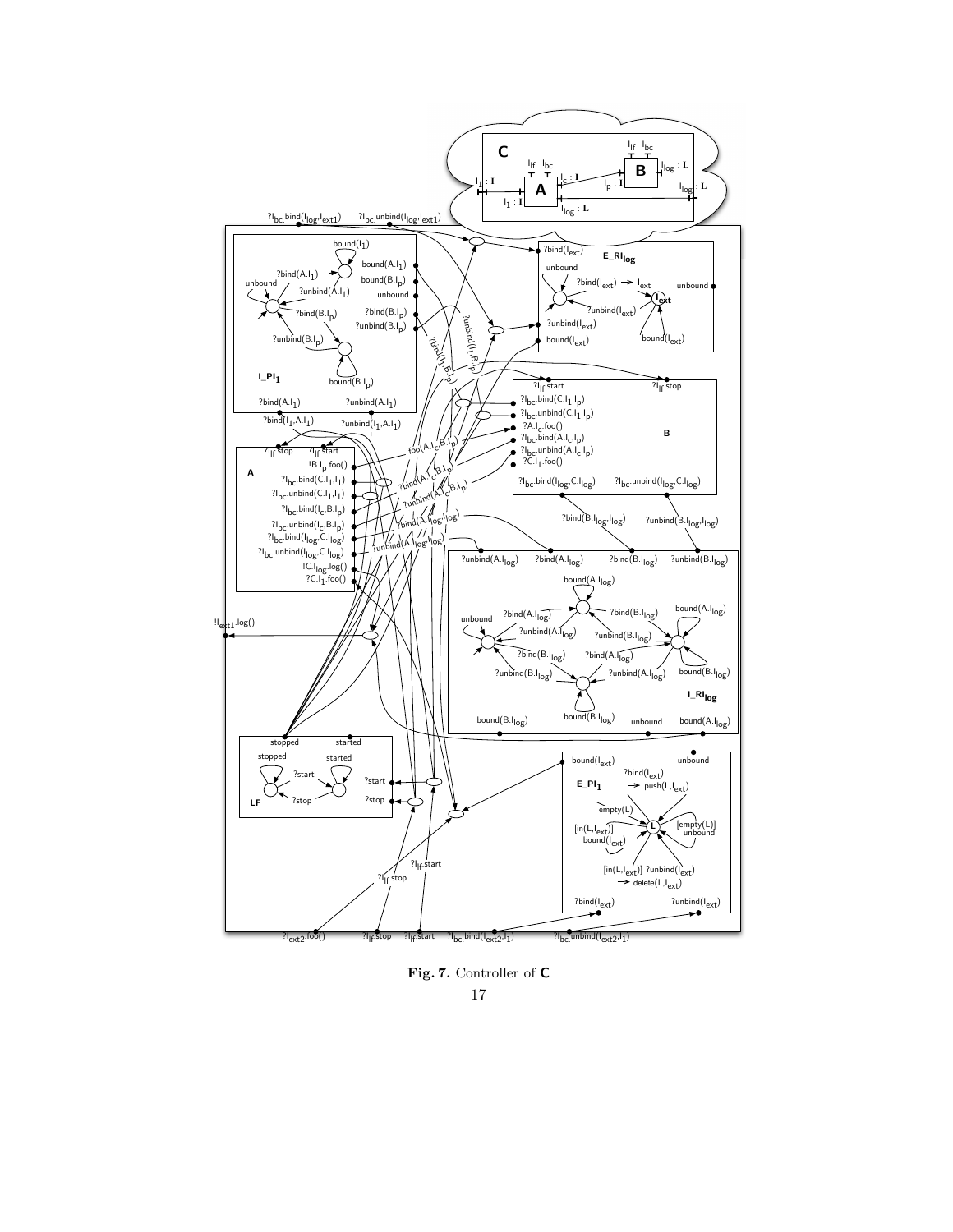Fig. 7. Controller of **C**